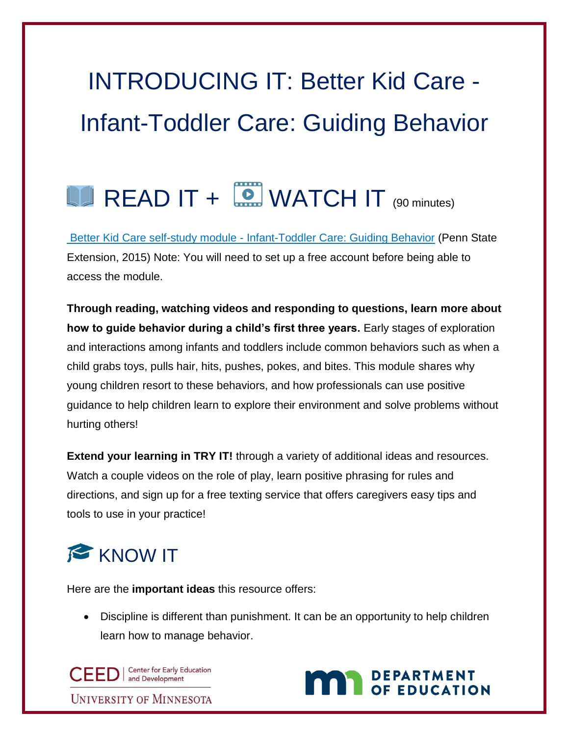# INTRODUCING IT: Better Kid Care - Infant-Toddler Care: Guiding Behavior

## READ IT + WATCH IT (90 minutes)

Better Kid Care self-study module - Infant-Toddler Care: Guiding Behavior (Penn State Extension, 2015) Note: You will need to set up a free account before being able to access the module.

**Through reading, watching videos and responding to questions, learn more about how to guide behavior during a child's first three years.** Early stages of exploration and interactions among infants and toddlers include common behaviors such as when a child grabs toys, pulls hair, hits, pushes, pokes, and bites. This module shares why young children resort to these behaviors, and how professionals can use positive guidance to help children learn to explore their environment and solve problems without hurting others!

**Extend your learning in TRY IT!** through a variety of additional ideas and resources. Watch a couple videos on the role of play, learn positive phrasing for rules and directions, and sign up for a free texting service that offers caregivers easy tips and tools to use in your practice!

## KNOW IT

Here are the **important ideas** this resource offers:

- Discipline is different than punishment. It can be an opportunity to help children learn how to manage behavior.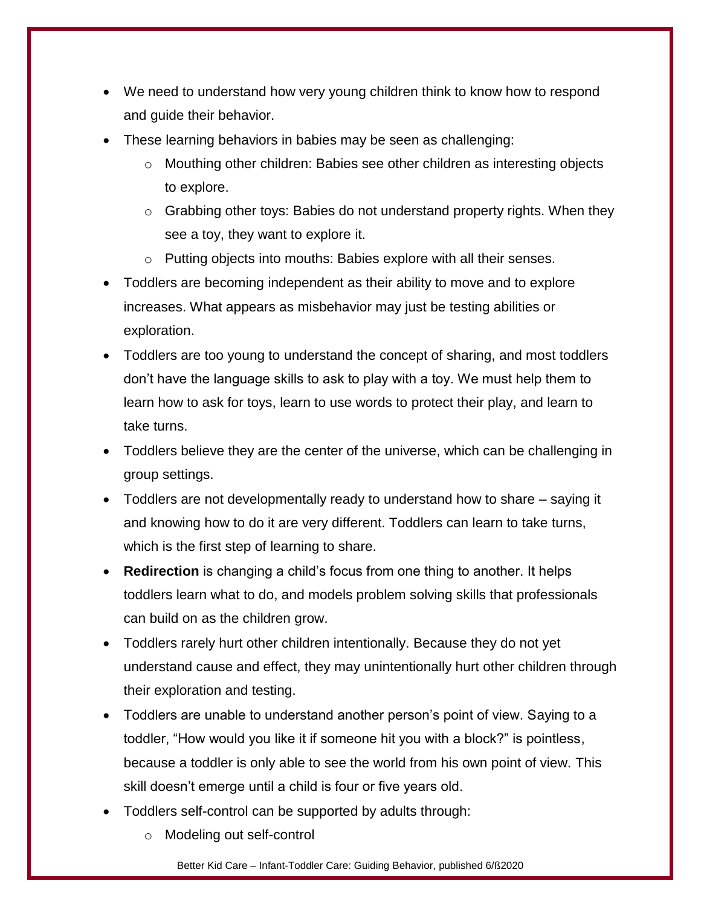- We need to understand how very young children think to know how to respond and guide their behavior.
- These learning behaviors in babies may be seen as challenging:
  - Mouthing other children: Babies see other children as interesting objects to explore.
  - Grabbing other toys: Babies do not understand property rights. When they see a toy, they want to explore it.
  - Putting objects into mouths: Babies explore with all their senses.
- Toddlers are becoming independent as their ability to move and to explore increases. What appears as misbehavior may just be testing abilities or exploration.
- Toddlers are too young to understand the concept of sharing, and most toddlers don't have the language skills to ask to play with a toy. We must help them to learn how to ask for toys, learn to use words to protect their play, and learn to take turns.
- Toddlers believe they are the center of the universe, which can be challenging in group settings.
- Toddlers are not developmentally ready to understand how to share – saying it and knowing how to do it are very different. Toddlers can learn to take turns, which is the first step of learning to share.
- **Redirection** is changing a child's focus from one thing to another. It helps toddlers learn what to do, and models problem solving skills that professionals can build on as the children grow.
- Toddlers rarely hurt other children intentionally. Because they do not yet understand cause and effect, they may unintentionally hurt other children through their exploration and testing.
- Toddlers are unable to understand another person's point of view. Saying to a toddler, "How would you like it if someone hit you with a block?" is pointless, because a toddler is only able to see the world from his own point of view. This skill doesn't emerge until a child is four or five years old.
- Toddlers self-control can be supported by adults through:
  - Modeling out self-control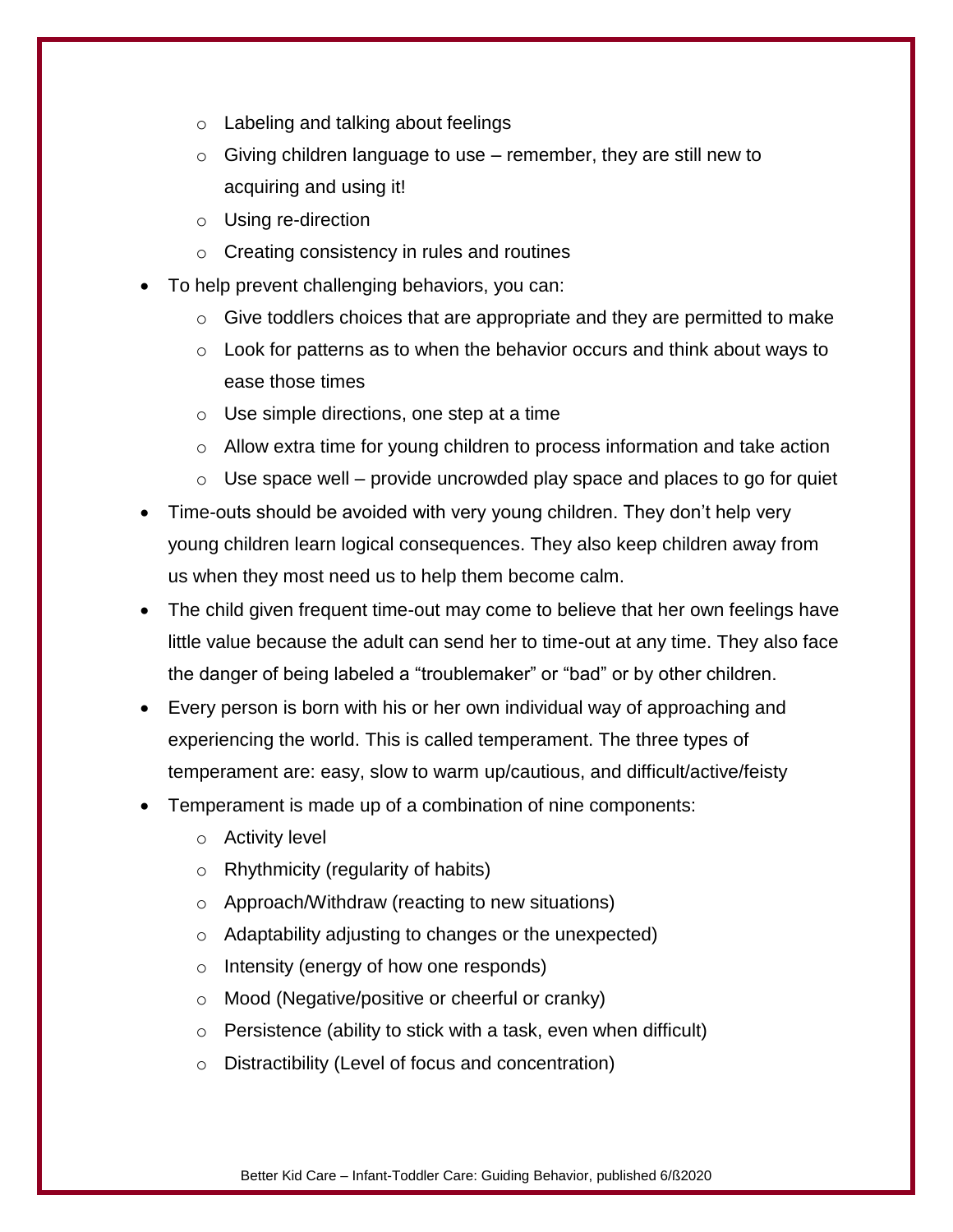- Labeling and talking about feelings
    - Giving children language to use – remember, they are still new to acquiring and using it!
    - Using re-direction
    - Creating consistency in rules and routines
- To help prevent challenging behaviors, you can:
    - Give toddlers choices that are appropriate and they are permitted to make
    - Look for patterns as to when the behavior occurs and think about ways to ease those times
    - Use simple directions, one step at a time
    - Allow extra time for young children to process information and take action
    - Use space well – provide uncrowded play space and places to go for quiet
- Time-outs should be avoided with very young children. They don't help very young children learn logical consequences. They also keep children away from us when they most need us to help them become calm.
- The child given frequent time-out may come to believe that her own feelings have little value because the adult can send her to time-out at any time. They also face the danger of being labeled a "troublemaker" or "bad" or by other children.
- Every person is born with his or her own individual way of approaching and experiencing the world. This is called temperament. The three types of temperament are: easy, slow to warm up/cautious, and difficult/active/feisty
- Temperament is made up of a combination of nine components:
    - Activity level
    - Rhythmicity (regularity of habits)
    - Approach/Withdraw (reacting to new situations)
    - Adaptability adjusting to changes or the unexpected)
    - Intensity (energy of how one responds)
    - Mood (Negative/positive or cheerful or cranky)
    - Persistence (ability to stick with a task, even when difficult)
    - Distractibility (Level of focus and concentration)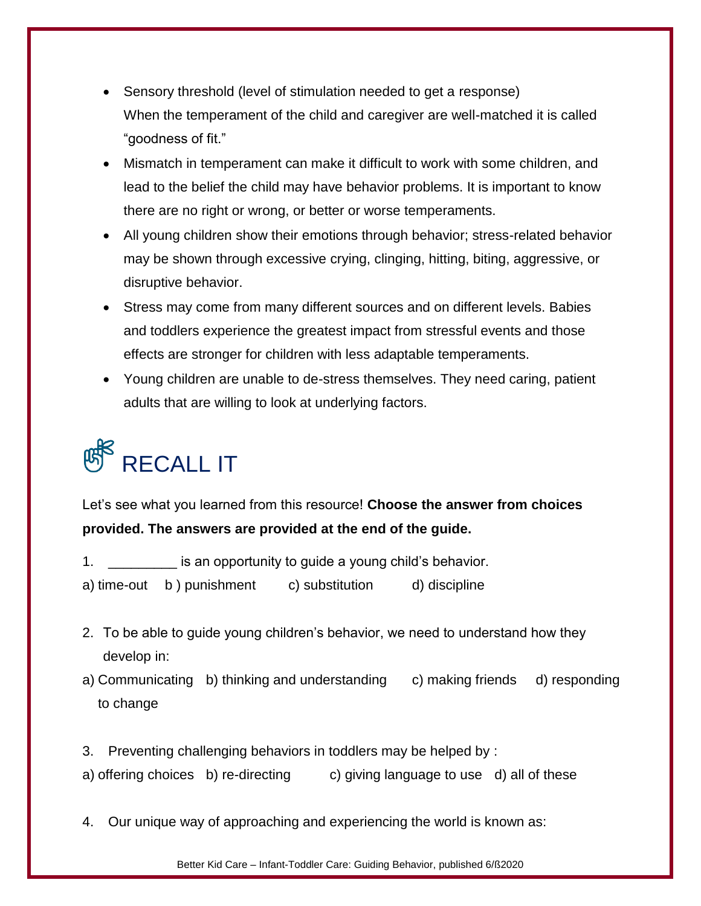- Sensory threshold (level of stimulation needed to get a response)
  When the temperament of the child and caregiver are well-matched it is called "goodness of fit."
- Mismatch in temperament can make it difficult to work with some children, and lead to the belief the child may have behavior problems. It is important to know there are no right or wrong, or better or worse temperaments.
- All young children show their emotions through behavior; stress-related behavior may be shown through excessive crying, clinging, hitting, biting, aggressive, or disruptive behavior.
- Stress may come from many different sources and on different levels. Babies and toddlers experience the greatest impact from stressful events and those effects are stronger for children with less adaptable temperaments.
- Young children are unable to de-stress themselves. They need caring, patient adults that are willing to look at underlying factors.

## RECALL IT

Let's see what you learned from this resource! **Choose the answer from choices provided. The answers are provided at the end of the guide.**

1. _________ is an opportunity to guide a young child's behavior.

a) time-out b ) punishment c) substitution d) discipline

2. To be able to guide young children's behavior, we need to understand how they develop in:

a) Communicating b) thinking and understanding c) making friends d) responding to change

3. Preventing challenging behaviors in toddlers may be helped by :

a) offering choices b) re-directing c) giving language to use d) all of these

4. Our unique way of approaching and experiencing the world is known as: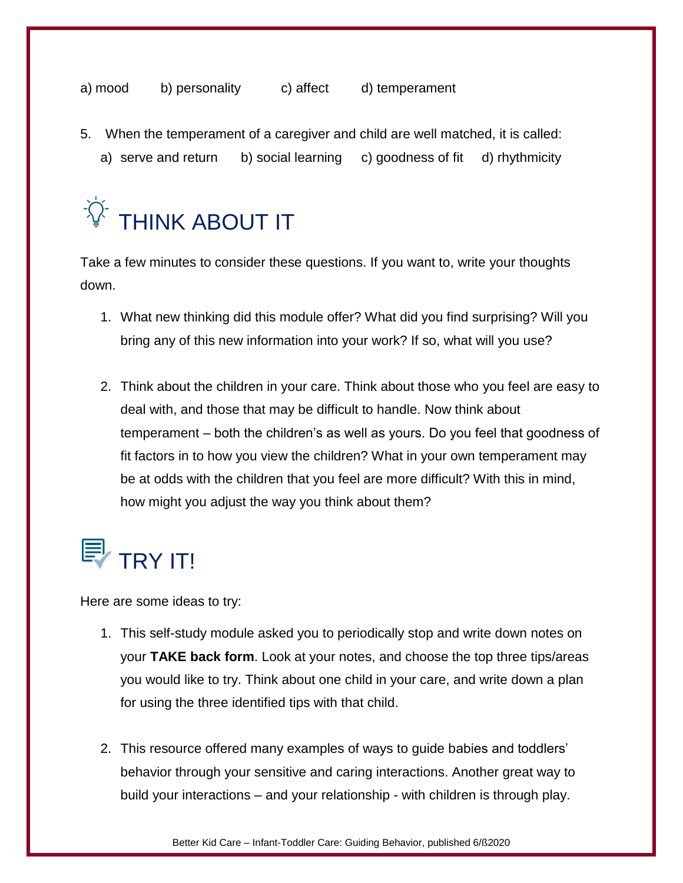a) mood  b) personality  c) affect  d) temperament

5. When the temperament of a caregiver and child are well matched, it is called:
   a) serve and return  b) social learning  c) goodness of fit  d) rhythmicity

## THINK ABOUT IT

Take a few minutes to consider these questions. If you want to, write your thoughts down.

1. What new thinking did this module offer? What did you find surprising? Will you bring any of this new information into your work? If so, what will you use?

2. Think about the children in your care. Think about those who you feel are easy to deal with, and those that may be difficult to handle. Now think about temperament – both the children's as well as yours. Do you feel that goodness of fit factors in to how you view the children? What in your own temperament may be at odds with the children that you feel are more difficult? With this in mind, how might you adjust the way you think about them?

## TRY IT!

Here are some ideas to try:

1. This self-study module asked you to periodically stop and write down notes on your **TAKE back form**. Look at your notes, and choose the top three tips/areas you would like to try. Think about one child in your care, and write down a plan for using the three identified tips with that child.

2. This resource offered many examples of ways to guide babies and toddlers' behavior through your sensitive and caring interactions. Another great way to build your interactions – and your relationship - with children is through play.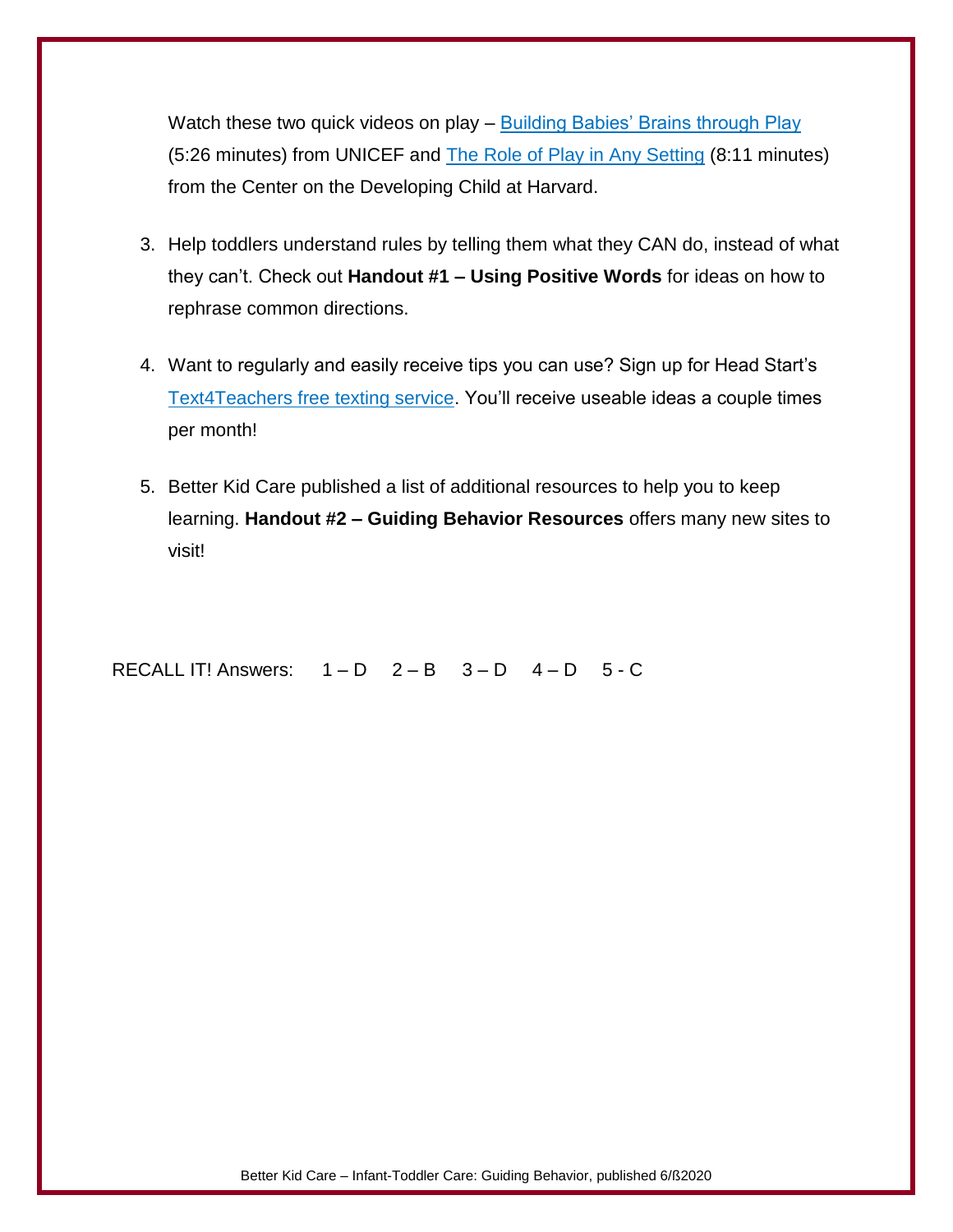Watch these two quick videos on play – Building Babies' Brains through Play (5:26 minutes) from UNICEF and The Role of Play in Any Setting (8:11 minutes) from the Center on the Developing Child at Harvard.

3. Help toddlers understand rules by telling them what they CAN do, instead of what they can't. Check out **Handout #1 – Using Positive Words** for ideas on how to rephrase common directions.

4. Want to regularly and easily receive tips you can use? Sign up for Head Start's Text4Teachers free texting service. You'll receive useable ideas a couple times per month!

5. Better Kid Care published a list of additional resources to help you to keep learning. **Handout #2 – Guiding Behavior Resources** offers many new sites to visit!

RECALL IT! Answers: 1 – D 2 – B 3 – D 4 – D 5 - C